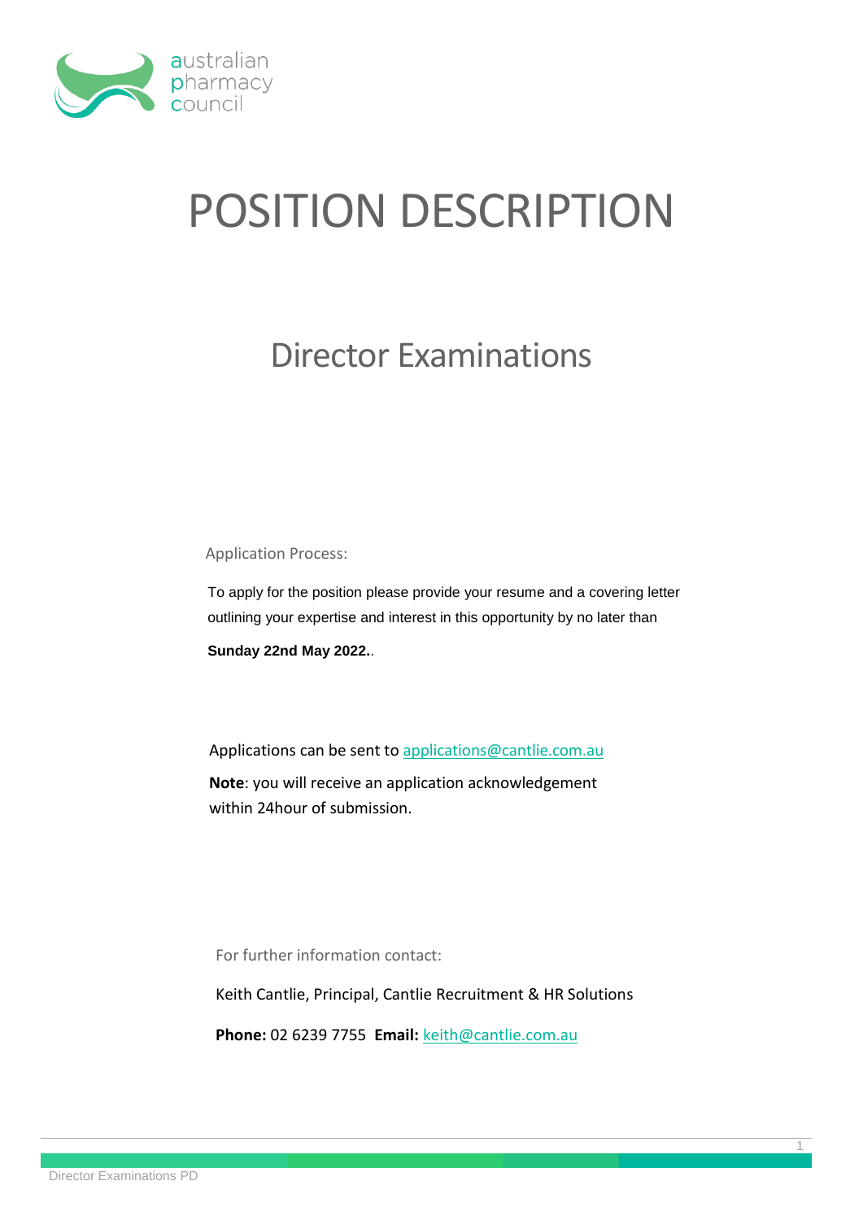australian
pharmacy
council

# POSITION DESCRIPTION

## Director Examinations

Application Process:

To apply for the position please provide your resume and a covering letter outlining your expertise and interest in this opportunity by no later than

**Sunday 22nd May 2022.**.

Applications can be sent to applications@cantlie.com.au

**Note**: you will receive an application acknowledgement within 24hour of submission.

For further information contact:

Keith Cantlie, Principal, Cantlie Recruitment & HR Solutions

**Phone:** 02 6239 7755 **Email:** keith@cantlie.com.au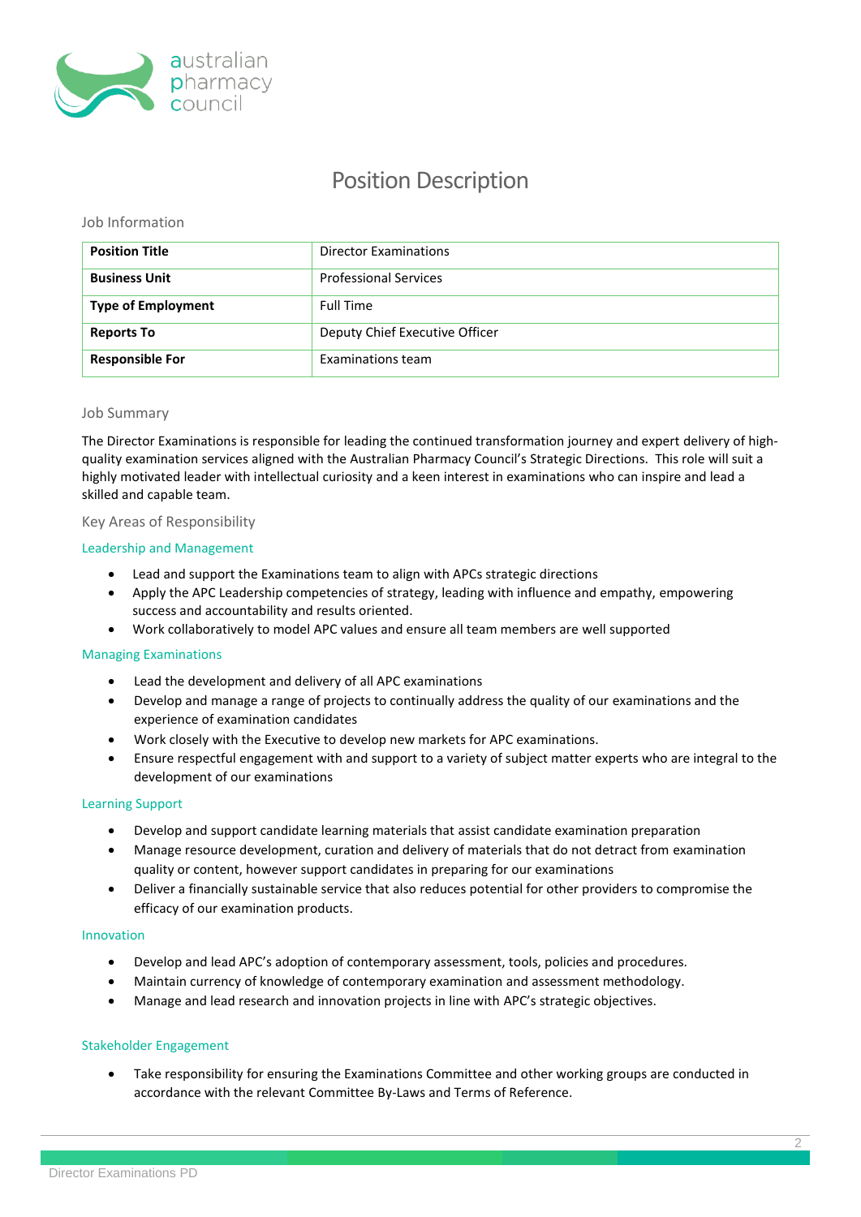# Position Description

## Job Information

| **Position Title** | Director Examinations |
|---|---|
| **Business Unit** | Professional Services |
| **Type of Employment** | Full Time |
| **Reports To** | Deputy Chief Executive Officer |
| **Responsible For** | Examinations team |

## Job Summary

The Director Examinations is responsible for leading the continued transformation journey and expert delivery of high-quality examination services aligned with the Australian Pharmacy Council's Strategic Directions. This role will suit a highly motivated leader with intellectual curiosity and a keen interest in examinations who can inspire and lead a skilled and capable team.

## Key Areas of Responsibility

### Leadership and Management

- Lead and support the Examinations team to align with APCs strategic directions
- Apply the APC Leadership competencies of strategy, leading with influence and empathy, empowering success and accountability and results oriented.
- Work collaboratively to model APC values and ensure all team members are well supported

### Managing Examinations

- Lead the development and delivery of all APC examinations
- Develop and manage a range of projects to continually address the quality of our examinations and the experience of examination candidates
- Work closely with the Executive to develop new markets for APC examinations.
- Ensure respectful engagement with and support to a variety of subject matter experts who are integral to the development of our examinations

### Learning Support

- Develop and support candidate learning materials that assist candidate examination preparation
- Manage resource development, curation and delivery of materials that do not detract from examination quality or content, however support candidates in preparing for our examinations
- Deliver a financially sustainable service that also reduces potential for other providers to compromise the efficacy of our examination products.

### Innovation

- Develop and lead APC's adoption of contemporary assessment, tools, policies and procedures.
- Maintain currency of knowledge of contemporary examination and assessment methodology.
- Manage and lead research and innovation projects in line with APC's strategic objectives.

### Stakeholder Engagement

- Take responsibility for ensuring the Examinations Committee and other working groups are conducted in accordance with the relevant Committee By-Laws and Terms of Reference.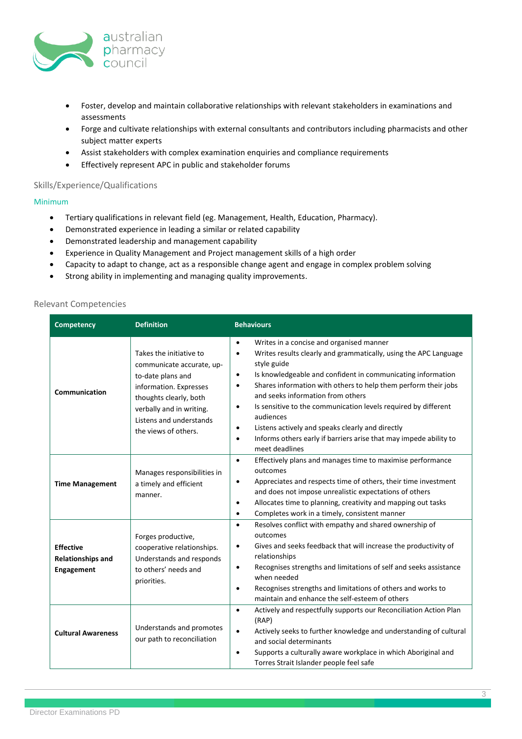- Foster, develop and maintain collaborative relationships with relevant stakeholders in examinations and assessments
- Forge and cultivate relationships with external consultants and contributors including pharmacists and other subject matter experts
- Assist stakeholders with complex examination enquiries and compliance requirements
- Effectively represent APC in public and stakeholder forums

## Skills/Experience/Qualifications

### Minimum

- Tertiary qualifications in relevant field (eg. Management, Health, Education, Pharmacy).
- Demonstrated experience in leading a similar or related capability
- Demonstrated leadership and management capability
- Experience in Quality Management and Project management skills of a high order
- Capacity to adapt to change, act as a responsible change agent and engage in complex problem solving
- Strong ability in implementing and managing quality improvements.

## Relevant Competencies

| Competency | Definition | Behaviours |
|---|---|---|
| **Communication** | Takes the initiative to communicate accurate, up-to-date plans and information. Expresses thoughts clearly, both verbally and in writing. Listens and understands the views of others. | • Writes in a concise and organised manner<br>• Writes results clearly and grammatically, using the APC Language style guide<br>• Is knowledgeable and confident in communicating information<br>• Shares information with others to help them perform their jobs and seeks information from others<br>• Is sensitive to the communication levels required by different audiences<br>• Listens actively and speaks clearly and directly<br>• Informs others early if barriers arise that may impede ability to meet deadlines |
| **Time Management** | Manages responsibilities in a timely and efficient manner. | • Effectively plans and manages time to maximise performance outcomes<br>• Appreciates and respects time of others, their time investment and does not impose unrealistic expectations of others<br>• Allocates time to planning, creativity and mapping out tasks<br>• Completes work in a timely, consistent manner |
| **Effective Relationships and Engagement** | Forges productive, cooperative relationships. Understands and responds to others' needs and priorities. | • Resolves conflict with empathy and shared ownership of outcomes<br>• Gives and seeks feedback that will increase the productivity of relationships<br>• Recognises strengths and limitations of self and seeks assistance when needed<br>• Recognises strengths and limitations of others and works to maintain and enhance the self-esteem of others |
| **Cultural Awareness** | Understands and promotes our path to reconciliation | • Actively and respectfully supports our Reconciliation Action Plan (RAP)<br>• Actively seeks to further knowledge and understanding of cultural and social determinants<br>• Supports a culturally aware workplace in which Aboriginal and Torres Strait Islander people feel safe |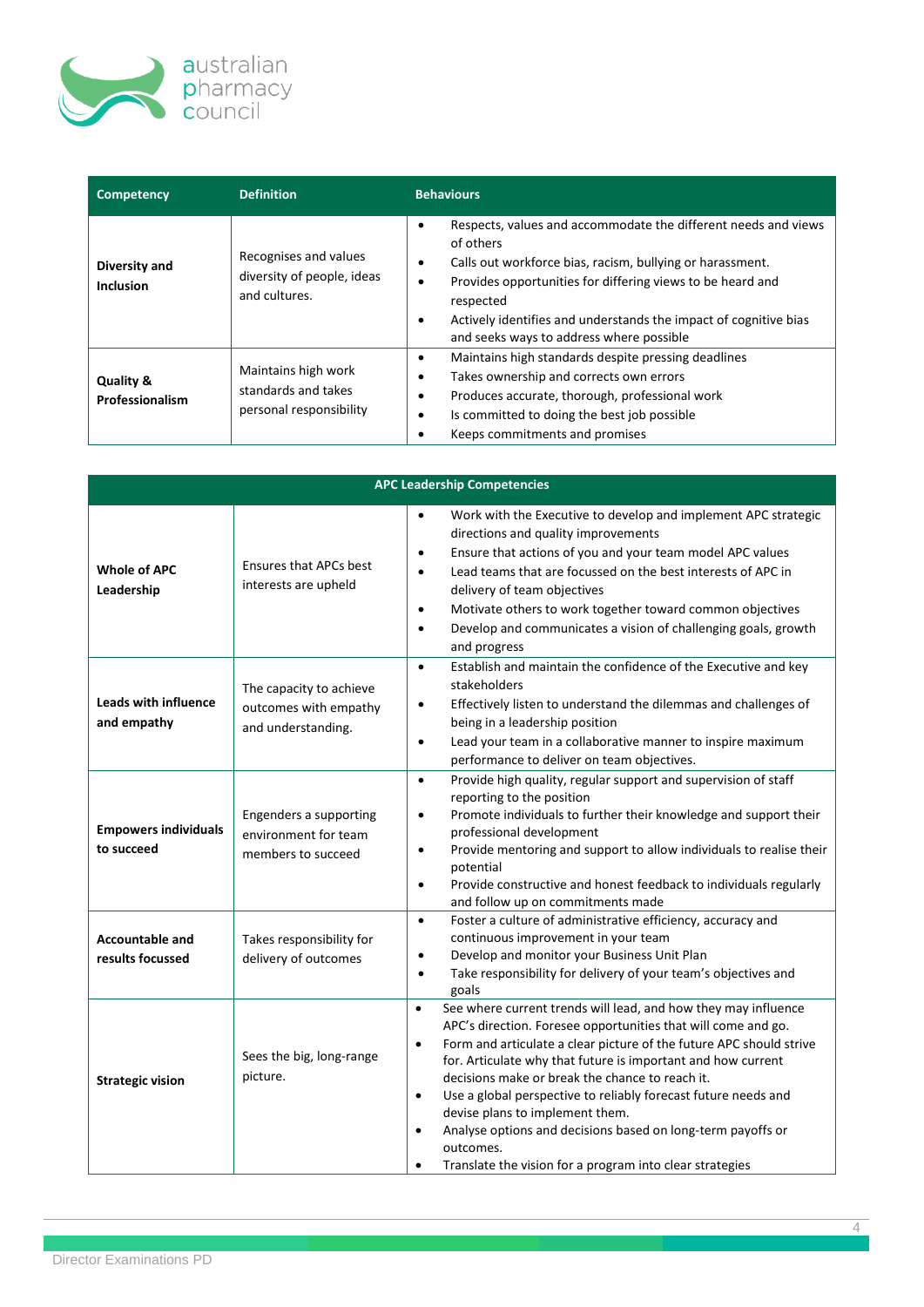| Competency | Definition | Behaviours |
|---|---|---|
| **Diversity and Inclusion** | Recognises and values diversity of people, ideas and cultures. | • Respects, values and accommodate the different needs and views of others<br>• Calls out workforce bias, racism, bullying or harassment.<br>• Provides opportunities for differing views to be heard and respected<br>• Actively identifies and understands the impact of cognitive bias and seeks ways to address where possible |
| **Quality & Professionalism** | Maintains high work standards and takes personal responsibility | • Maintains high standards despite pressing deadlines<br>• Takes ownership and corrects own errors<br>• Produces accurate, thorough, professional work<br>• Is committed to doing the best job possible<br>• Keeps commitments and promises |

| **APC Leadership Competencies** | | |
|---|---|---|
| **Whole of APC Leadership** | Ensures that APCs best interests are upheld | • Work with the Executive to develop and implement APC strategic directions and quality improvements<br>• Ensure that actions of you and your team model APC values<br>• Lead teams that are focussed on the best interests of APC in delivery of team objectives<br>• Motivate others to work together toward common objectives<br>• Develop and communicates a vision of challenging goals, growth and progress |
| **Leads with influence and empathy** | The capacity to achieve outcomes with empathy and understanding. | • Establish and maintain the confidence of the Executive and key stakeholders<br>• Effectively listen to understand the dilemmas and challenges of being in a leadership position<br>• Lead your team in a collaborative manner to inspire maximum performance to deliver on team objectives. |
| **Empowers individuals to succeed** | Engenders a supporting environment for team members to succeed | • Provide high quality, regular support and supervision of staff reporting to the position<br>• Promote individuals to further their knowledge and support their professional development<br>• Provide mentoring and support to allow individuals to realise their potential<br>• Provide constructive and honest feedback to individuals regularly and follow up on commitments made |
| **Accountable and results focussed** | Takes responsibility for delivery of outcomes | • Foster a culture of administrative efficiency, accuracy and continuous improvement in your team<br>• Develop and monitor your Business Unit Plan<br>• Take responsibility for delivery of your team's objectives and goals |
| **Strategic vision** | Sees the big, long-range picture. | • See where current trends will lead, and how they may influence APC's direction. Foresee opportunities that will come and go.<br>• Form and articulate a clear picture of the future APC should strive for. Articulate why that future is important and how current decisions make or break the chance to reach it.<br>• Use a global perspective to reliably forecast future needs and devise plans to implement them.<br>• Analyse options and decisions based on long-term payoffs or outcomes.<br>• Translate the vision for a program into clear strategies |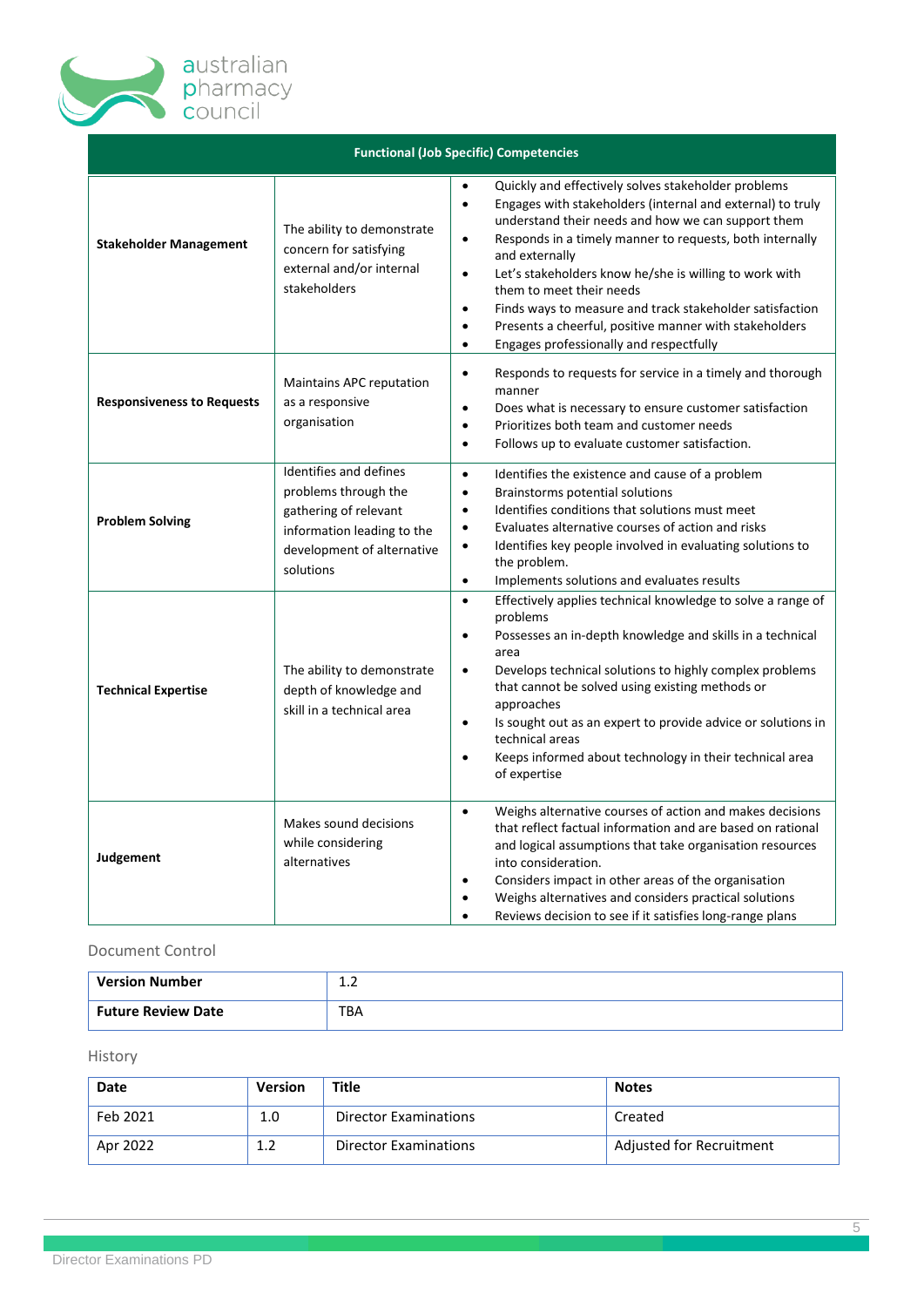| Functional (Job Specific) Competencies | | |
|---|---|---|
| **Stakeholder Management** | The ability to demonstrate concern for satisfying external and/or internal stakeholders | • Quickly and effectively solves stakeholder problems<br>• Engages with stakeholders (internal and external) to truly understand their needs and how we can support them<br>• Responds in a timely manner to requests, both internally and externally<br>• Let's stakeholders know he/she is willing to work with them to meet their needs<br>• Finds ways to measure and track stakeholder satisfaction<br>• Presents a cheerful, positive manner with stakeholders<br>• Engages professionally and respectfully |
| **Responsiveness to Requests** | Maintains APC reputation as a responsive organisation | • Responds to requests for service in a timely and thorough manner<br>• Does what is necessary to ensure customer satisfaction<br>• Prioritizes both team and customer needs<br>• Follows up to evaluate customer satisfaction. |
| **Problem Solving** | Identifies and defines problems through the gathering of relevant information leading to the development of alternative solutions | • Identifies the existence and cause of a problem<br>• Brainstorms potential solutions<br>• Identifies conditions that solutions must meet<br>• Evaluates alternative courses of action and risks<br>• Identifies key people involved in evaluating solutions to the problem.<br>• Implements solutions and evaluates results |
| **Technical Expertise** | The ability to demonstrate depth of knowledge and skill in a technical area | • Effectively applies technical knowledge to solve a range of problems<br>• Possesses an in-depth knowledge and skills in a technical area<br>• Develops technical solutions to highly complex problems that cannot be solved using existing methods or approaches<br>• Is sought out as an expert to provide advice or solutions in technical areas<br>• Keeps informed about technology in their technical area of expertise |
| **Judgement** | Makes sound decisions while considering alternatives | • Weighs alternative courses of action and makes decisions that reflect factual information and are based on rational and logical assumptions that take organisation resources into consideration.<br>• Considers impact in other areas of the organisation<br>• Weighs alternatives and considers practical solutions<br>• Reviews decision to see if it satisfies long-range plans |

## Document Control

| | |
|---|---|
| **Version Number** | 1.2 |
| **Future Review Date** | TBA |

## History

| **Date** | **Version** | **Title** | **Notes** |
|---|---|---|---|
| Feb 2021 | 1.0 | Director Examinations | Created |
| Apr 2022 | 1.2 | Director Examinations | Adjusted for Recruitment |